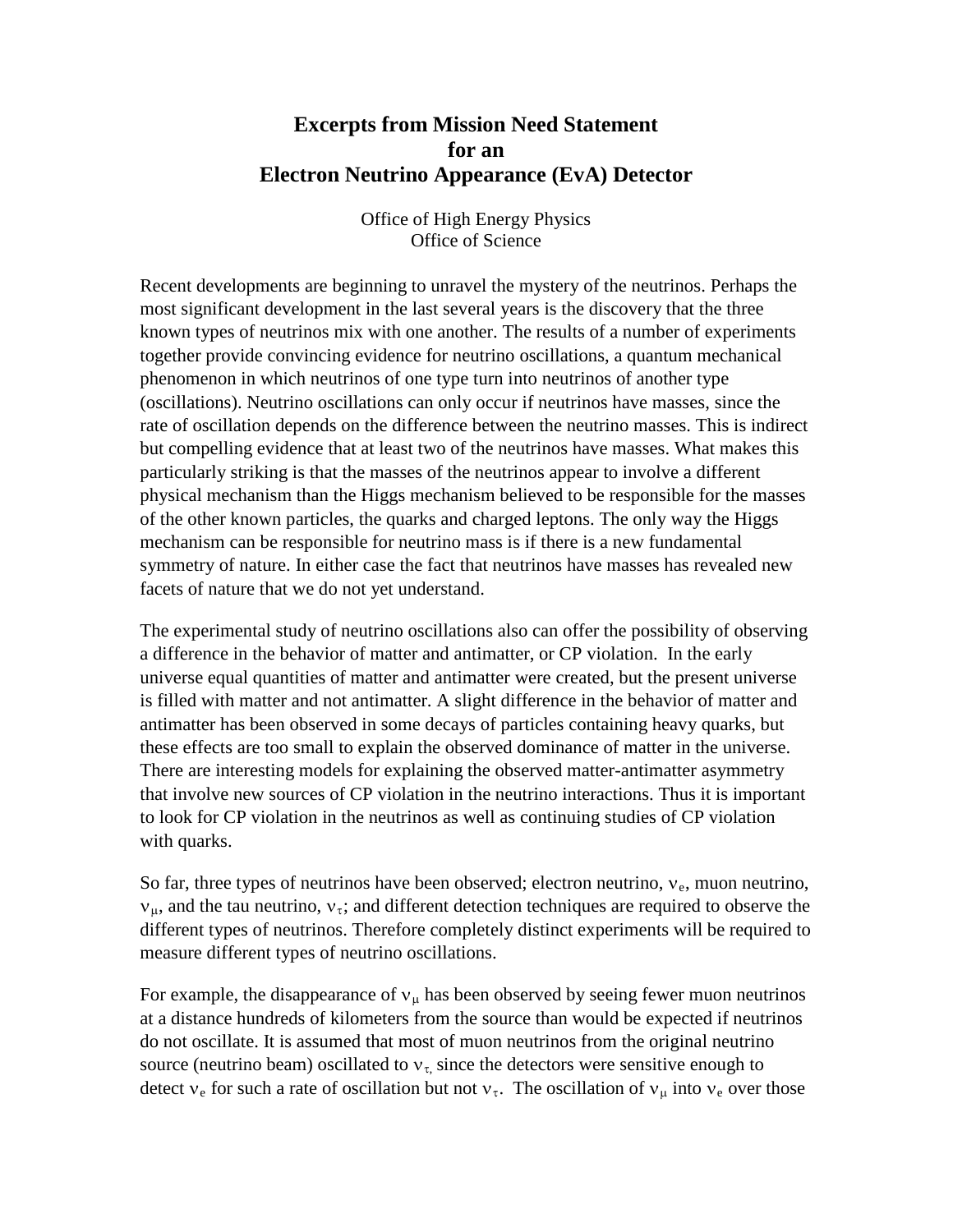# Excerpts from Mission Need Statement for an Electron Neutrino Appearance (EvA) Detector

Office of High Energy Physics
Office of Science

Recent developments are beginning to unravel the mystery of the neutrinos. Perhaps the most significant development in the last several years is the discovery that the three known types of neutrinos mix with one another. The results of a number of experiments together provide convincing evidence for neutrino oscillations, a quantum mechanical phenomenon in which neutrinos of one type turn into neutrinos of another type (oscillations). Neutrino oscillations can only occur if neutrinos have masses, since the rate of oscillation depends on the difference between the neutrino masses. This is indirect but compelling evidence that at least two of the neutrinos have masses. What makes this particularly striking is that the masses of the neutrinos appear to involve a different physical mechanism than the Higgs mechanism believed to be responsible for the masses of the other known particles, the quarks and charged leptons. The only way the Higgs mechanism can be responsible for neutrino mass is if there is a new fundamental symmetry of nature. In either case the fact that neutrinos have masses has revealed new facets of nature that we do not yet understand.

The experimental study of neutrino oscillations also can offer the possibility of observing a difference in the behavior of matter and antimatter, or CP violation. In the early universe equal quantities of matter and antimatter were created, but the present universe is filled with matter and not antimatter. A slight difference in the behavior of matter and antimatter has been observed in some decays of particles containing heavy quarks, but these effects are too small to explain the observed dominance of matter in the universe. There are interesting models for explaining the observed matter-antimatter asymmetry that involve new sources of CP violation in the neutrino interactions. Thus it is important to look for CP violation in the neutrinos as well as continuing studies of CP violation with quarks.

So far, three types of neutrinos have been observed; electron neutrino, $\nu_e$, muon neutrino, $\nu_\mu$, and the tau neutrino, $\nu_\tau$; and different detection techniques are required to observe the different types of neutrinos. Therefore completely distinct experiments will be required to measure different types of neutrino oscillations.

For example, the disappearance of $\nu_\mu$ has been observed by seeing fewer muon neutrinos at a distance hundreds of kilometers from the source than would be expected if neutrinos do not oscillate. It is assumed that most of muon neutrinos from the original neutrino source (neutrino beam) oscillated to $\nu_\tau$, since the detectors were sensitive enough to detect $\nu_e$ for such a rate of oscillation but not $\nu_\tau$. The oscillation of $\nu_\mu$ into $\nu_e$ over those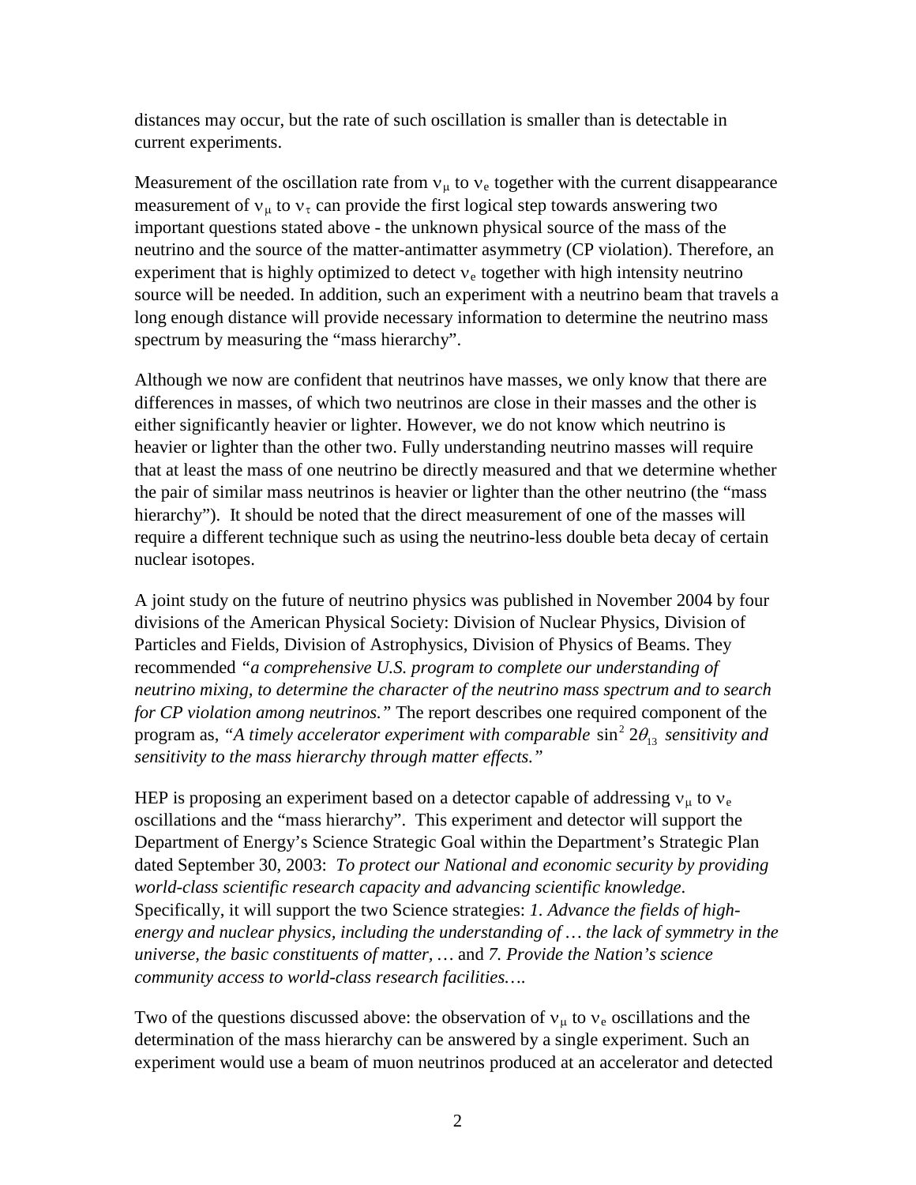distances may occur, but the rate of such oscillation is smaller than is detectable in current experiments.

Measurement of the oscillation rate from $\nu_\mu$ to $\nu_e$ together with the current disappearance measurement of $\nu_\mu$ to $\nu_\tau$ can provide the first logical step towards answering two important questions stated above - the unknown physical source of the mass of the neutrino and the source of the matter-antimatter asymmetry (CP violation). Therefore, an experiment that is highly optimized to detect $\nu_e$ together with high intensity neutrino source will be needed. In addition, such an experiment with a neutrino beam that travels a long enough distance will provide necessary information to determine the neutrino mass spectrum by measuring the "mass hierarchy".

Although we now are confident that neutrinos have masses, we only know that there are differences in masses, of which two neutrinos are close in their masses and the other is either significantly heavier or lighter. However, we do not know which neutrino is heavier or lighter than the other two. Fully understanding neutrino masses will require that at least the mass of one neutrino be directly measured and that we determine whether the pair of similar mass neutrinos is heavier or lighter than the other neutrino (the "mass hierarchy"). It should be noted that the direct measurement of one of the masses will require a different technique such as using the neutrino-less double beta decay of certain nuclear isotopes.

A joint study on the future of neutrino physics was published in November 2004 by four divisions of the American Physical Society: Division of Nuclear Physics, Division of Particles and Fields, Division of Astrophysics, Division of Physics of Beams. They recommended *"a comprehensive U.S. program to complete our understanding of neutrino mixing, to determine the character of the neutrino mass spectrum and to search for CP violation among neutrinos."* The report describes one required component of the program as, *"A timely accelerator experiment with comparable* $\sin^2 2\theta_{13}$ *sensitivity and sensitivity to the mass hierarchy through matter effects."*

HEP is proposing an experiment based on a detector capable of addressing $\nu_\mu$ to $\nu_e$ oscillations and the "mass hierarchy". This experiment and detector will support the Department of Energy's Science Strategic Goal within the Department's Strategic Plan dated September 30, 2003: *To protect our National and economic security by providing world-class scientific research capacity and advancing scientific knowledge*. Specifically, it will support the two Science strategies: *1. Advance the fields of high-energy and nuclear physics, including the understanding of … the lack of symmetry in the universe, the basic constituents of matter, …* and *7. Provide the Nation's science community access to world-class research facilities….*

Two of the questions discussed above: the observation of $\nu_\mu$ to $\nu_e$ oscillations and the determination of the mass hierarchy can be answered by a single experiment. Such an experiment would use a beam of muon neutrinos produced at an accelerator and detected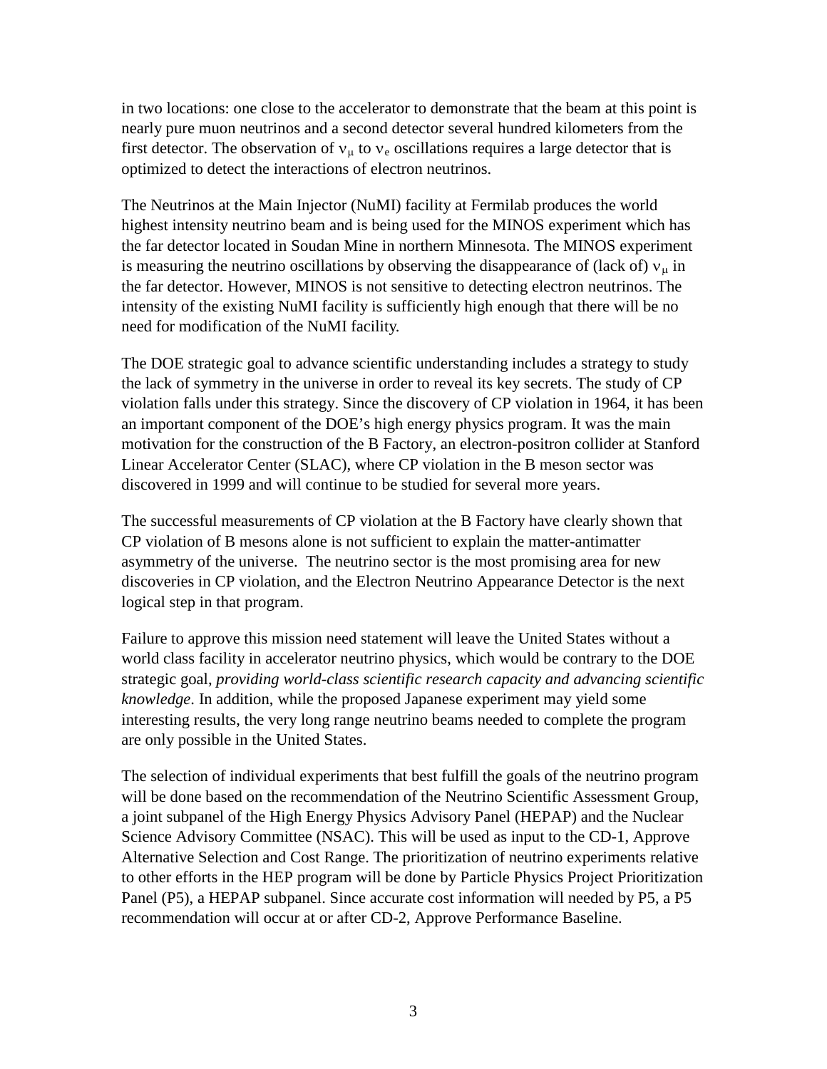in two locations: one close to the accelerator to demonstrate that the beam at this point is nearly pure muon neutrinos and a second detector several hundred kilometers from the first detector. The observation of $\nu_\mu$ to $\nu_e$ oscillations requires a large detector that is optimized to detect the interactions of electron neutrinos.

The Neutrinos at the Main Injector (NuMI) facility at Fermilab produces the world highest intensity neutrino beam and is being used for the MINOS experiment which has the far detector located in Soudan Mine in northern Minnesota. The MINOS experiment is measuring the neutrino oscillations by observing the disappearance of (lack of) $\nu_\mu$ in the far detector. However, MINOS is not sensitive to detecting electron neutrinos. The intensity of the existing NuMI facility is sufficiently high enough that there will be no need for modification of the NuMI facility.

The DOE strategic goal to advance scientific understanding includes a strategy to study the lack of symmetry in the universe in order to reveal its key secrets. The study of CP violation falls under this strategy. Since the discovery of CP violation in 1964, it has been an important component of the DOE's high energy physics program. It was the main motivation for the construction of the B Factory, an electron-positron collider at Stanford Linear Accelerator Center (SLAC), where CP violation in the B meson sector was discovered in 1999 and will continue to be studied for several more years.

The successful measurements of CP violation at the B Factory have clearly shown that CP violation of B mesons alone is not sufficient to explain the matter-antimatter asymmetry of the universe. The neutrino sector is the most promising area for new discoveries in CP violation, and the Electron Neutrino Appearance Detector is the next logical step in that program.

Failure to approve this mission need statement will leave the United States without a world class facility in accelerator neutrino physics, which would be contrary to the DOE strategic goal, *providing world-class scientific research capacity and advancing scientific knowledge*. In addition, while the proposed Japanese experiment may yield some interesting results, the very long range neutrino beams needed to complete the program are only possible in the United States.

The selection of individual experiments that best fulfill the goals of the neutrino program will be done based on the recommendation of the Neutrino Scientific Assessment Group, a joint subpanel of the High Energy Physics Advisory Panel (HEPAP) and the Nuclear Science Advisory Committee (NSAC). This will be used as input to the CD-1, Approve Alternative Selection and Cost Range. The prioritization of neutrino experiments relative to other efforts in the HEP program will be done by Particle Physics Project Prioritization Panel (P5), a HEPAP subpanel. Since accurate cost information will needed by P5, a P5 recommendation will occur at or after CD-2, Approve Performance Baseline.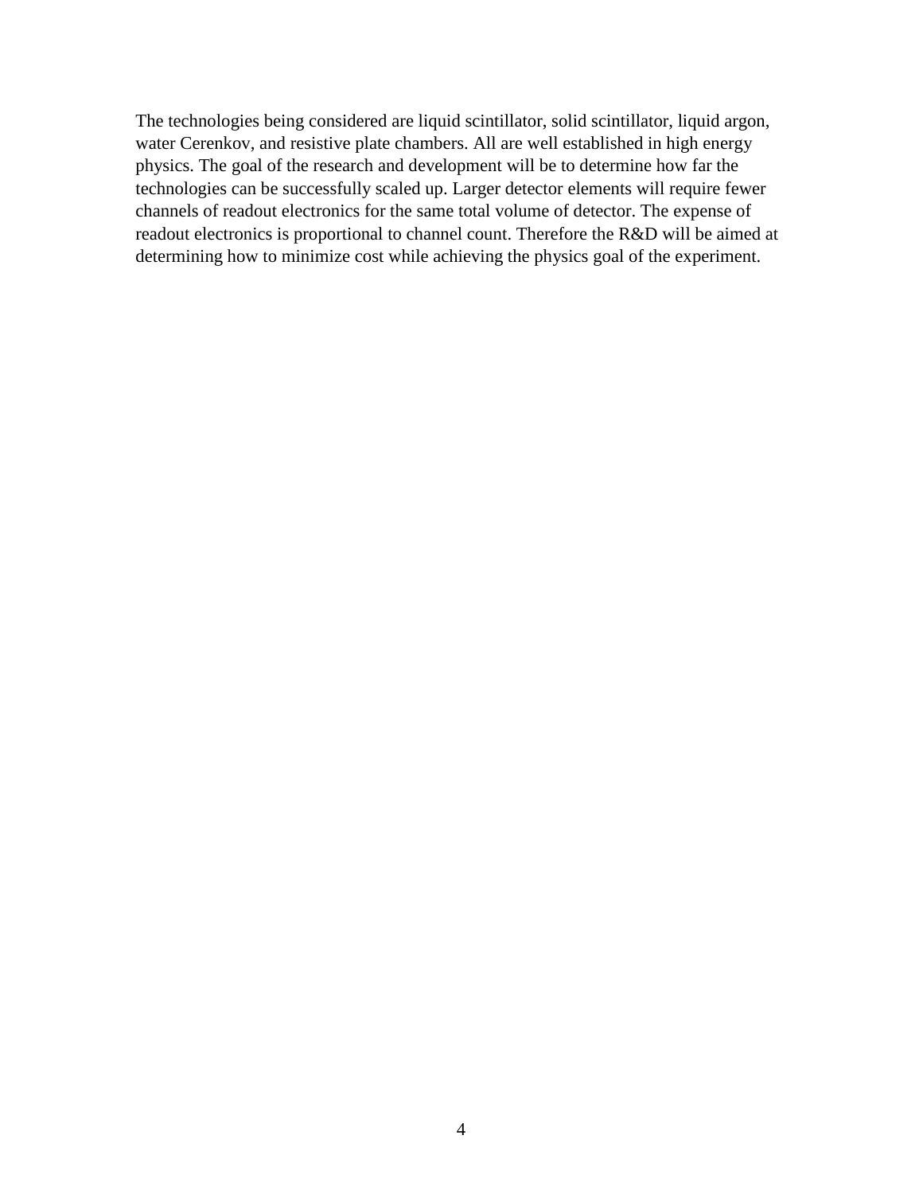The technologies being considered are liquid scintillator, solid scintillator, liquid argon, water Cerenkov, and resistive plate chambers. All are well established in high energy physics. The goal of the research and development will be to determine how far the technologies can be successfully scaled up. Larger detector elements will require fewer channels of readout electronics for the same total volume of detector. The expense of readout electronics is proportional to channel count. Therefore the R&D will be aimed at determining how to minimize cost while achieving the physics goal of the experiment.